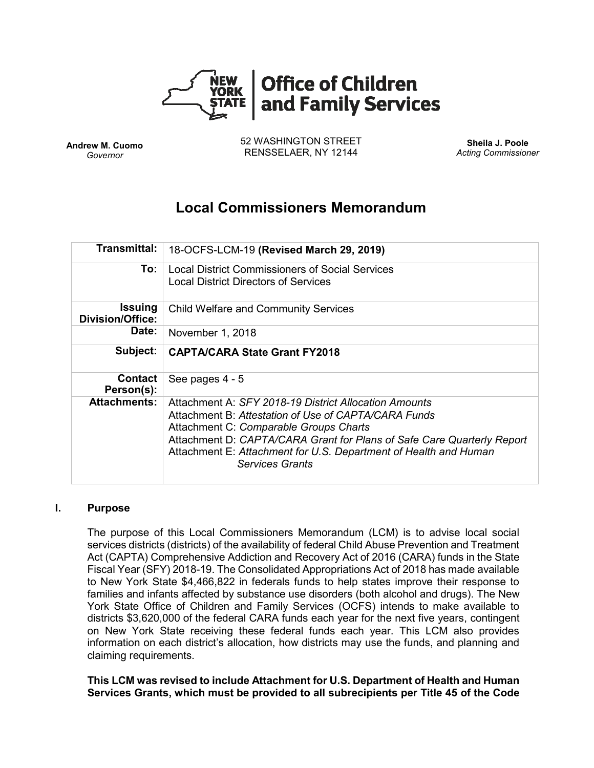**Office of Children and Family Services**

**Andrew M. Cuomo**
*Governor*

52 WASHINGTON STREET
RENSSELAER, NY 12144

**Sheila J. Poole**
*Acting Commissioner*

# Local Commissioners Memorandum

| | |
|---|---|
| **Transmittal:** | 18-OCFS-LCM-19 **(Revised March 29, 2019)** |
| **To:** | Local District Commissioners of Social Services<br>Local District Directors of Services |
| **Issuing Division/Office:** | Child Welfare and Community Services |
| **Date:** | November 1, 2018 |
| **Subject:** | **CAPTA/CARA State Grant FY2018** |
| **Contact Person(s):** | See pages 4 - 5 |
| **Attachments:** | Attachment A: *SFY 2018-19 District Allocation Amounts*<br>Attachment B: *Attestation of Use of CAPTA/CARA Funds*<br>Attachment C: *Comparable Groups Charts*<br>Attachment D: *CAPTA/CARA Grant for Plans of Safe Care Quarterly Report*<br>Attachment E: *Attachment for U.S. Department of Health and Human Services Grants* |

## I. Purpose

The purpose of this Local Commissioners Memorandum (LCM) is to advise local social services districts (districts) of the availability of federal Child Abuse Prevention and Treatment Act (CAPTA) Comprehensive Addiction and Recovery Act of 2016 (CARA) funds in the State Fiscal Year (SFY) 2018-19. The Consolidated Appropriations Act of 2018 has made available to New York State $4,466,822 in federals funds to help states improve their response to families and infants affected by substance use disorders (both alcohol and drugs). The New York State Office of Children and Family Services (OCFS) intends to make available to districts $3,620,000 of the federal CARA funds each year for the next five years, contingent on New York State receiving these federal funds each year. This LCM also provides information on each district's allocation, how districts may use the funds, and planning and claiming requirements.

**This LCM was revised to include Attachment for U.S. Department of Health and Human Services Grants, which must be provided to all subrecipients per Title 45 of the Code**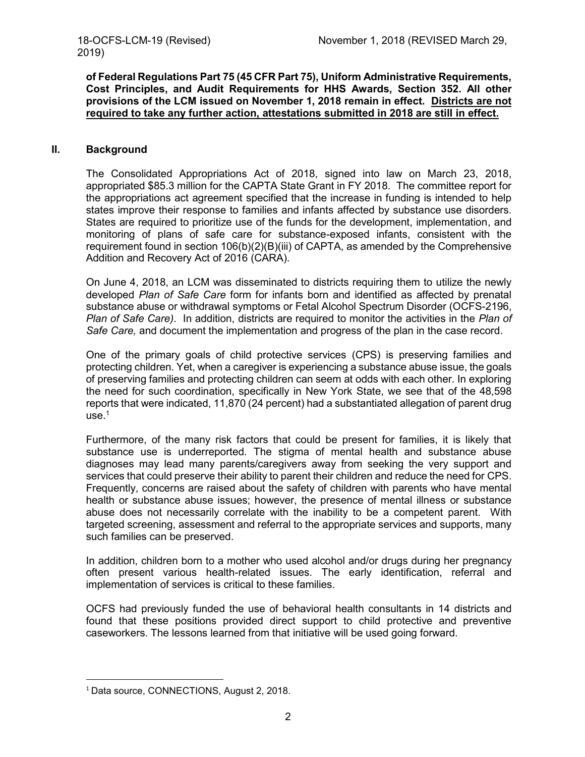**of Federal Regulations Part 75 (45 CFR Part 75), Uniform Administrative Requirements, Cost Principles, and Audit Requirements for HHS Awards, Section 352. All other provisions of the LCM issued on November 1, 2018 remain in effect. <u>Districts are not required to take any further action, attestations submitted in 2018 are still in effect.</u>**

## II. Background

The Consolidated Appropriations Act of 2018, signed into law on March 23, 2018, appropriated $85.3 million for the CAPTA State Grant in FY 2018. The committee report for the appropriations act agreement specified that the increase in funding is intended to help states improve their response to families and infants affected by substance use disorders. States are required to prioritize use of the funds for the development, implementation, and monitoring of plans of safe care for substance-exposed infants, consistent with the requirement found in section 106(b)(2)(B)(iii) of CAPTA, as amended by the Comprehensive Addition and Recovery Act of 2016 (CARA).

On June 4, 2018, an LCM was disseminated to districts requiring them to utilize the newly developed *Plan of Safe Care* form for infants born and identified as affected by prenatal substance abuse or withdrawal symptoms or Fetal Alcohol Spectrum Disorder (OCFS-2196, *Plan of Safe Care)*. In addition, districts are required to monitor the activities in the *Plan of Safe Care,* and document the implementation and progress of the plan in the case record.

One of the primary goals of child protective services (CPS) is preserving families and protecting children. Yet, when a caregiver is experiencing a substance abuse issue, the goals of preserving families and protecting children can seem at odds with each other. In exploring the need for such coordination, specifically in New York State, we see that of the 48,598 reports that were indicated, 11,870 (24 percent) had a substantiated allegation of parent drug use.[1]

Furthermore, of the many risk factors that could be present for families, it is likely that substance use is underreported. The stigma of mental health and substance abuse diagnoses may lead many parents/caregivers away from seeking the very support and services that could preserve their ability to parent their children and reduce the need for CPS. Frequently, concerns are raised about the safety of children with parents who have mental health or substance abuse issues; however, the presence of mental illness or substance abuse does not necessarily correlate with the inability to be a competent parent. With targeted screening, assessment and referral to the appropriate services and supports, many such families can be preserved.

In addition, children born to a mother who used alcohol and/or drugs during her pregnancy often present various health-related issues. The early identification, referral and implementation of services is critical to these families.

OCFS had previously funded the use of behavioral health consultants in 14 districts and found that these positions provided direct support to child protective and preventive caseworkers. The lessons learned from that initiative will be used going forward.

[1] Data source, CONNECTIONS, August 2, 2018.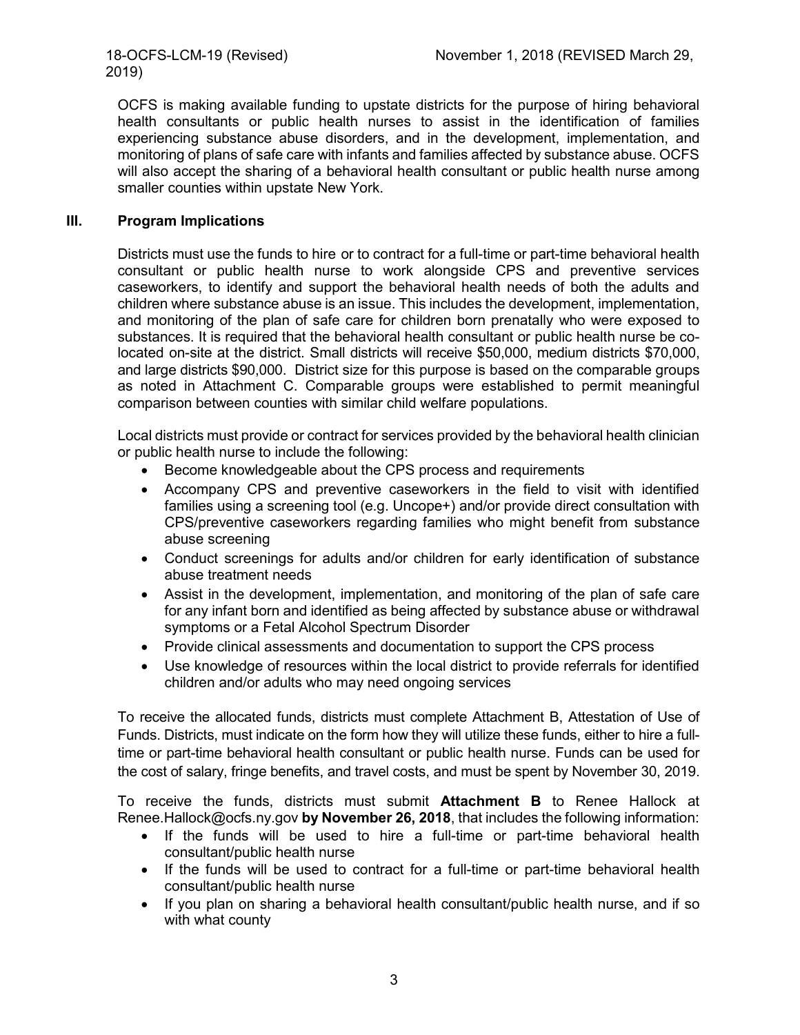OCFS is making available funding to upstate districts for the purpose of hiring behavioral health consultants or public health nurses to assist in the identification of families experiencing substance abuse disorders, and in the development, implementation, and monitoring of plans of safe care with infants and families affected by substance abuse. OCFS will also accept the sharing of a behavioral health consultant or public health nurse among smaller counties within upstate New York.

## III. Program Implications

Districts must use the funds to hire or to contract for a full-time or part-time behavioral health consultant or public health nurse to work alongside CPS and preventive services caseworkers, to identify and support the behavioral health needs of both the adults and children where substance abuse is an issue. This includes the development, implementation, and monitoring of the plan of safe care for children born prenatally who were exposed to substances. It is required that the behavioral health consultant or public health nurse be co-located on-site at the district. Small districts will receive $50,000, medium districts $70,000, and large districts $90,000. District size for this purpose is based on the comparable groups as noted in Attachment C. Comparable groups were established to permit meaningful comparison between counties with similar child welfare populations.

Local districts must provide or contract for services provided by the behavioral health clinician or public health nurse to include the following:

- Become knowledgeable about the CPS process and requirements
- Accompany CPS and preventive caseworkers in the field to visit with identified families using a screening tool (e.g. Uncope+) and/or provide direct consultation with CPS/preventive caseworkers regarding families who might benefit from substance abuse screening
- Conduct screenings for adults and/or children for early identification of substance abuse treatment needs
- Assist in the development, implementation, and monitoring of the plan of safe care for any infant born and identified as being affected by substance abuse or withdrawal symptoms or a Fetal Alcohol Spectrum Disorder
- Provide clinical assessments and documentation to support the CPS process
- Use knowledge of resources within the local district to provide referrals for identified children and/or adults who may need ongoing services

To receive the allocated funds, districts must complete Attachment B, Attestation of Use of Funds. Districts, must indicate on the form how they will utilize these funds, either to hire a full-time or part-time behavioral health consultant or public health nurse. Funds can be used for the cost of salary, fringe benefits, and travel costs, and must be spent by November 30, 2019.

To receive the funds, districts must submit **Attachment B** to Renee Hallock at Renee.Hallock@ocfs.ny.gov **by November 26, 2018**, that includes the following information:

- If the funds will be used to hire a full-time or part-time behavioral health consultant/public health nurse
- If the funds will be used to contract for a full-time or part-time behavioral health consultant/public health nurse
- If you plan on sharing a behavioral health consultant/public health nurse, and if so with what county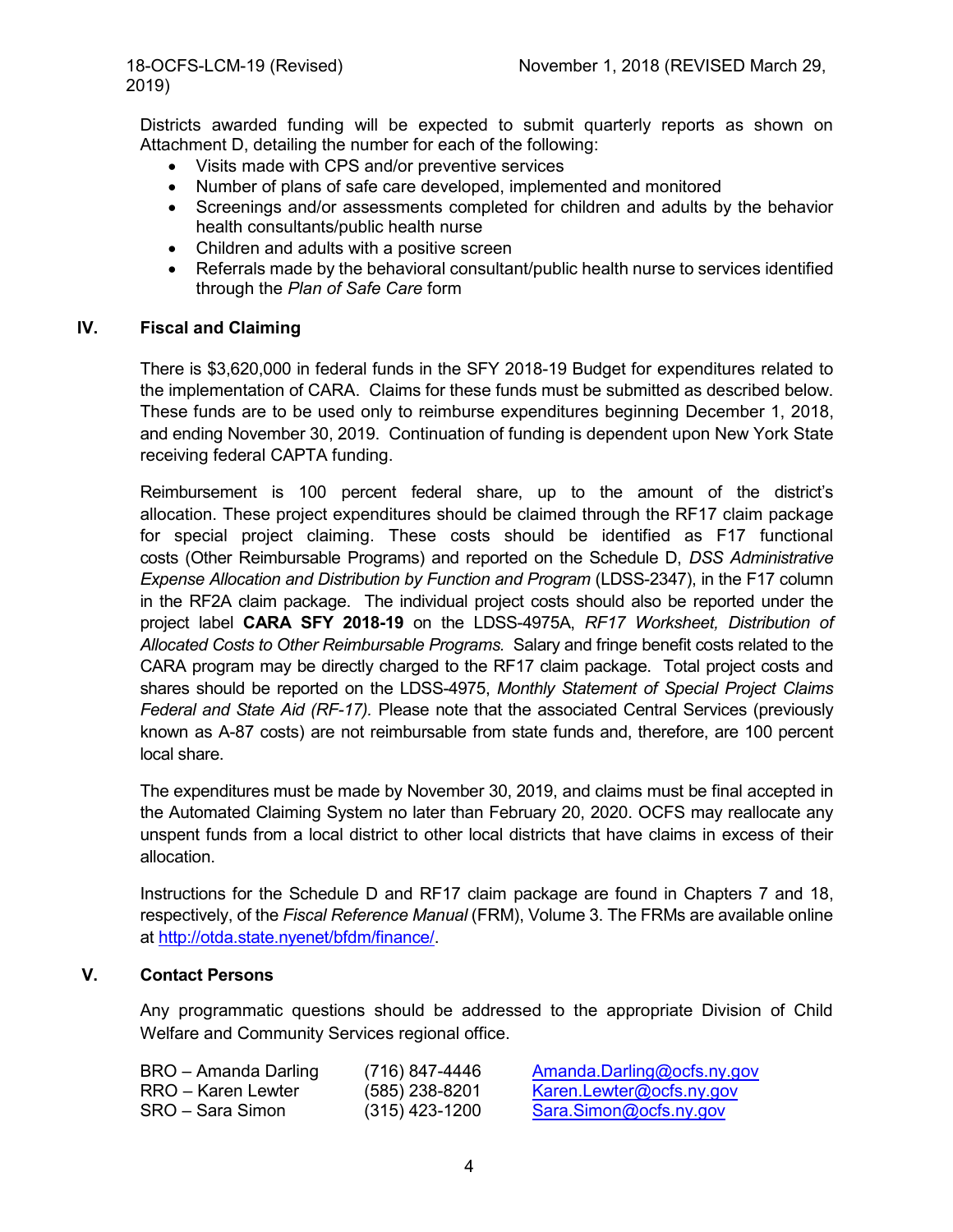Districts awarded funding will be expected to submit quarterly reports as shown on Attachment D, detailing the number for each of the following:

- Visits made with CPS and/or preventive services
- Number of plans of safe care developed, implemented and monitored
- Screenings and/or assessments completed for children and adults by the behavior health consultants/public health nurse
- Children and adults with a positive screen
- Referrals made by the behavioral consultant/public health nurse to services identified through the *Plan of Safe Care* form

## IV. Fiscal and Claiming

There is $3,620,000 in federal funds in the SFY 2018-19 Budget for expenditures related to the implementation of CARA. Claims for these funds must be submitted as described below. These funds are to be used only to reimburse expenditures beginning December 1, 2018, and ending November 30, 2019. Continuation of funding is dependent upon New York State receiving federal CAPTA funding.

Reimbursement is 100 percent federal share, up to the amount of the district's allocation. These project expenditures should be claimed through the RF17 claim package for special project claiming. These costs should be identified as F17 functional costs (Other Reimbursable Programs) and reported on the Schedule D, *DSS Administrative Expense Allocation and Distribution by Function and Program* (LDSS-2347), in the F17 column in the RF2A claim package. The individual project costs should also be reported under the project label **CARA SFY 2018-19** on the LDSS-4975A, *RF17 Worksheet, Distribution of Allocated Costs to Other Reimbursable Programs.* Salary and fringe benefit costs related to the CARA program may be directly charged to the RF17 claim package. Total project costs and shares should be reported on the LDSS-4975, *Monthly Statement of Special Project Claims Federal and State Aid (RF-17).* Please note that the associated Central Services (previously known as A-87 costs) are not reimbursable from state funds and, therefore, are 100 percent local share.

The expenditures must be made by November 30, 2019, and claims must be final accepted in the Automated Claiming System no later than February 20, 2020. OCFS may reallocate any unspent funds from a local district to other local districts that have claims in excess of their allocation.

Instructions for the Schedule D and RF17 claim package are found in Chapters 7 and 18, respectively, of the *Fiscal Reference Manual* (FRM), Volume 3. The FRMs are available online at http://otda.state.nyenet/bfdm/finance/.

## V. Contact Persons

Any programmatic questions should be addressed to the appropriate Division of Child Welfare and Community Services regional office.

| | | |
|---|---|---|
| BRO – Amanda Darling | (716) 847-4446 | Amanda.Darling@ocfs.ny.gov |
| RRO – Karen Lewter | (585) 238-8201 | Karen.Lewter@ocfs.ny.gov |
| SRO – Sara Simon | (315) 423-1200 | Sara.Simon@ocfs.ny.gov |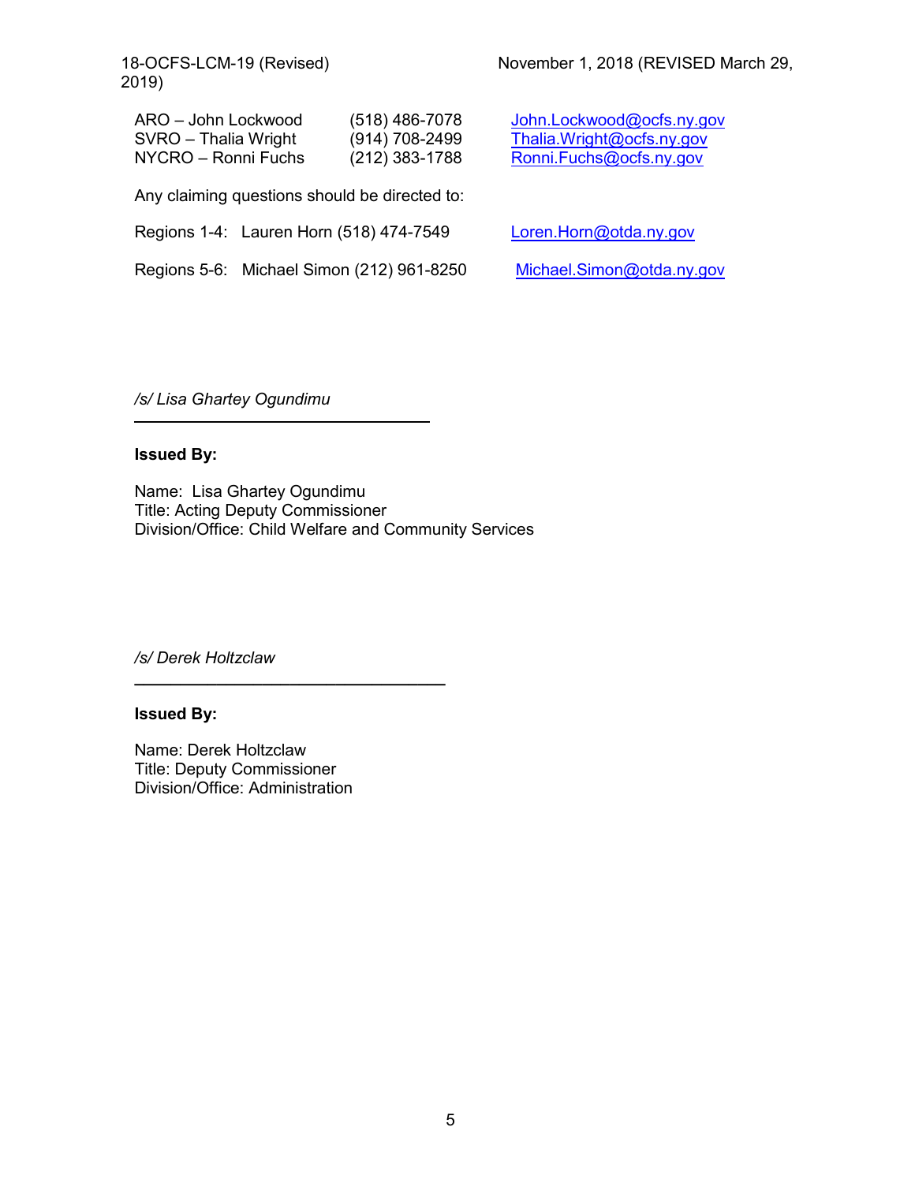| | | |
|---|---|---|
| ARO – John Lockwood | (518) 486-7078 | John.Lockwood@ocfs.ny.gov |
| SVRO – Thalia Wright | (914) 708-2499 | Thalia.Wright@ocfs.ny.gov |
| NYCRO – Ronni Fuchs | (212) 383-1788 | Ronni.Fuchs@ocfs.ny.gov |

Any claiming questions should be directed to:

Regions 1-4: Lauren Horn (518) 474-7549 Loren.Horn@otda.ny.gov

Regions 5-6: Michael Simon (212) 961-8250 Michael.Simon@otda.ny.gov

*/s/ Lisa Ghartey Ogundimu*

**Issued By:**

Name: Lisa Ghartey Ogundimu
Title: Acting Deputy Commissioner
Division/Office: Child Welfare and Community Services

*/s/ Derek Holtzclaw*

**Issued By:**

Name: Derek Holtzclaw
Title: Deputy Commissioner
Division/Office: Administration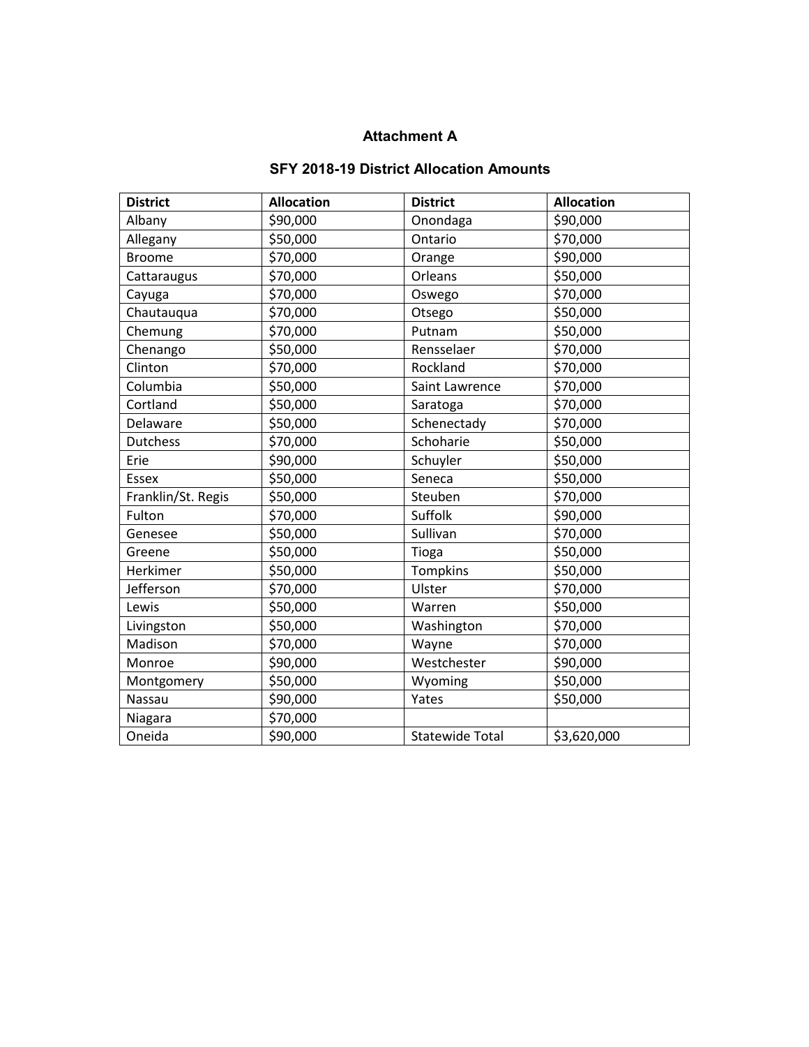# Attachment A

## SFY 2018-19 District Allocation Amounts

| District | Allocation | District | Allocation |
| --- | --- | --- | --- |
| Albany | $90,000 | Onondaga | $90,000 |
| Allegany | $50,000 | Ontario | $70,000 |
| Broome | $70,000 | Orange | $90,000 |
| Cattaraugus | $70,000 | Orleans | $50,000 |
| Cayuga | $70,000 | Oswego | $70,000 |
| Chautauqua | $70,000 | Otsego | $50,000 |
| Chemung | $70,000 | Putnam | $50,000 |
| Chenango | $50,000 | Rensselaer | $70,000 |
| Clinton | $70,000 | Rockland | $70,000 |
| Columbia | $50,000 | Saint Lawrence | $70,000 |
| Cortland | $50,000 | Saratoga | $70,000 |
| Delaware | $50,000 | Schenectady | $70,000 |
| Dutchess | $70,000 | Schoharie | $50,000 |
| Erie | $90,000 | Schuyler | $50,000 |
| Essex | $50,000 | Seneca | $50,000 |
| Franklin/St. Regis | $50,000 | Steuben | $70,000 |
| Fulton | $70,000 | Suffolk | $90,000 |
| Genesee | $50,000 | Sullivan | $70,000 |
| Greene | $50,000 | Tioga | $50,000 |
| Herkimer | $50,000 | Tompkins | $50,000 |
| Jefferson | $70,000 | Ulster | $70,000 |
| Lewis | $50,000 | Warren | $50,000 |
| Livingston | $50,000 | Washington | $70,000 |
| Madison | $70,000 | Wayne | $70,000 |
| Monroe | $90,000 | Westchester | $90,000 |
| Montgomery | $50,000 | Wyoming | $50,000 |
| Nassau | $90,000 | Yates | $50,000 |
| Niagara | $70,000 | | |
| Oneida | $90,000 | Statewide Total | $3,620,000 |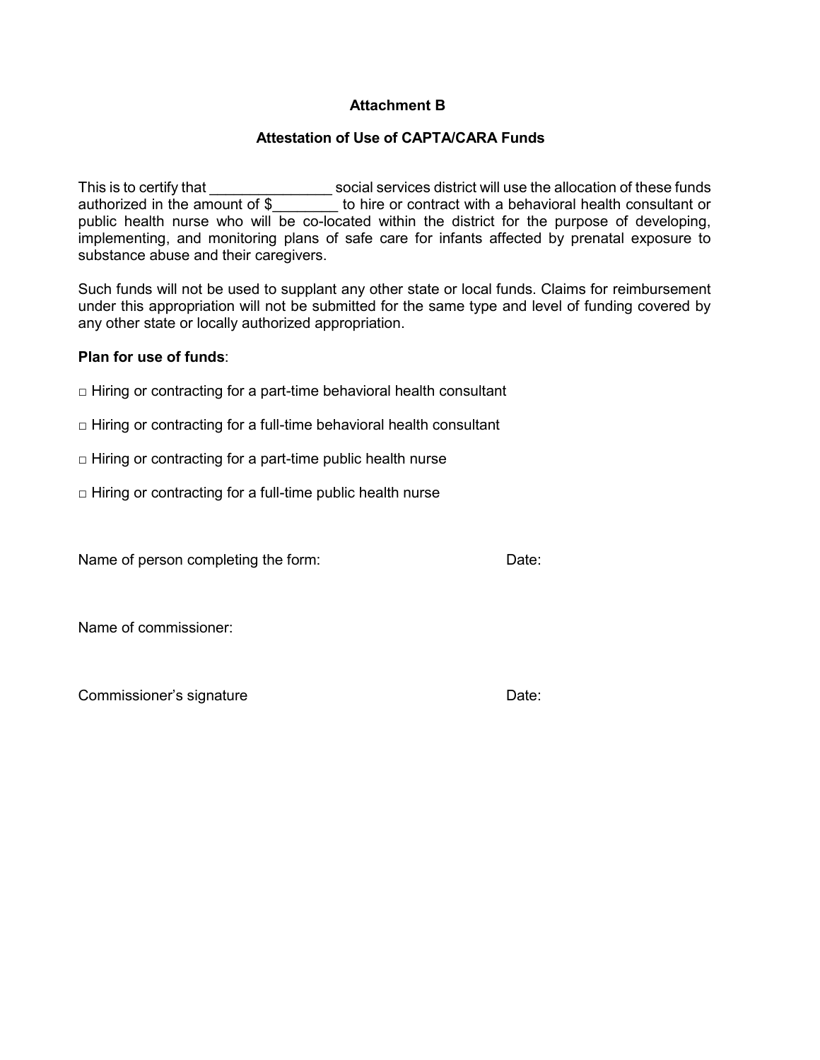**Attachment B**

**Attestation of Use of CAPTA/CARA Funds**

This is to certify that _______________ social services district will use the allocation of these funds authorized in the amount of $________ to hire or contract with a behavioral health consultant or public health nurse who will be co-located within the district for the purpose of developing, implementing, and monitoring plans of safe care for infants affected by prenatal exposure to substance abuse and their caregivers.

Such funds will not be used to supplant any other state or local funds. Claims for reimbursement under this appropriation will not be submitted for the same type and level of funding covered by any other state or locally authorized appropriation.

**Plan for use of funds**:

□ Hiring or contracting for a part-time behavioral health consultant

□ Hiring or contracting for a full-time behavioral health consultant

□ Hiring or contracting for a part-time public health nurse

□ Hiring or contracting for a full-time public health nurse

Name of person completing the form: Date:

Name of commissioner:

Commissioner's signature Date: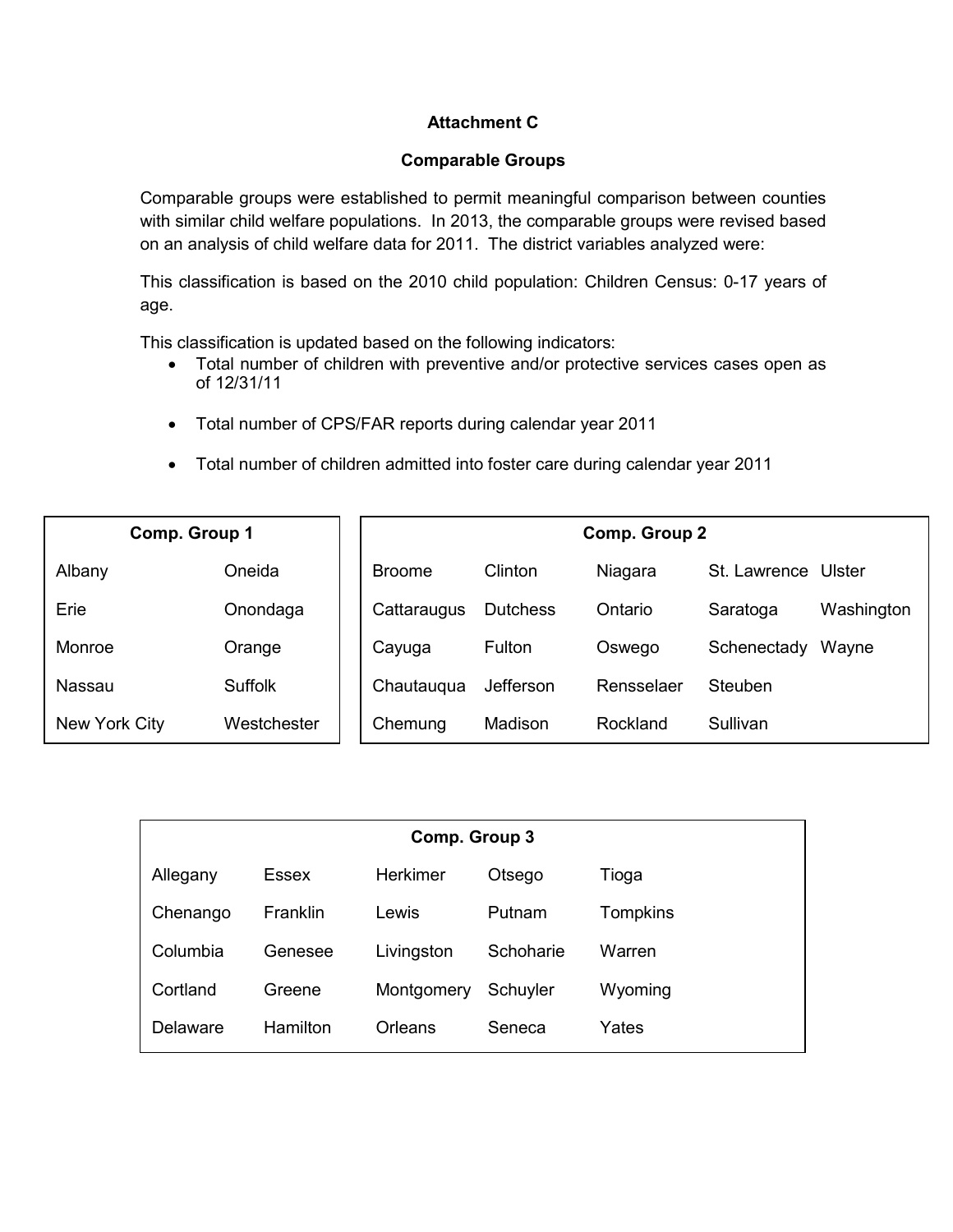## Attachment C

### Comparable Groups

Comparable groups were established to permit meaningful comparison between counties with similar child welfare populations. In 2013, the comparable groups were revised based on an analysis of child welfare data for 2011. The district variables analyzed were:

This classification is based on the 2010 child population: Children Census: 0-17 years of age.

This classification is updated based on the following indicators:

- Total number of children with preventive and/or protective services cases open as of 12/31/11
- Total number of CPS/FAR reports during calendar year 2011
- Total number of children admitted into foster care during calendar year 2011

| Comp. Group 1 | |
|---|---|
| Albany | Oneida |
| Erie | Onondaga |
| Monroe | Orange |
| Nassau | Suffolk |
| New York City | Westchester |

| Comp. Group 2 | | | | |
|---|---|---|---|---|
| Broome | Clinton | Niagara | St. Lawrence | Ulster |
| Cattaraugus | Dutchess | Ontario | Saratoga | Washington |
| Cayuga | Fulton | Oswego | Schenectady | Wayne |
| Chautauqua | Jefferson | Rensselaer | Steuben | |
| Chemung | Madison | Rockland | Sullivan | |

| Comp. Group 3 | | | | |
|---|---|---|---|---|
| Allegany | Essex | Herkimer | Otsego | Tioga |
| Chenango | Franklin | Lewis | Putnam | Tompkins |
| Columbia | Genesee | Livingston | Schoharie | Warren |
| Cortland | Greene | Montgomery | Schuyler | Wyoming |
| Delaware | Hamilton | Orleans | Seneca | Yates |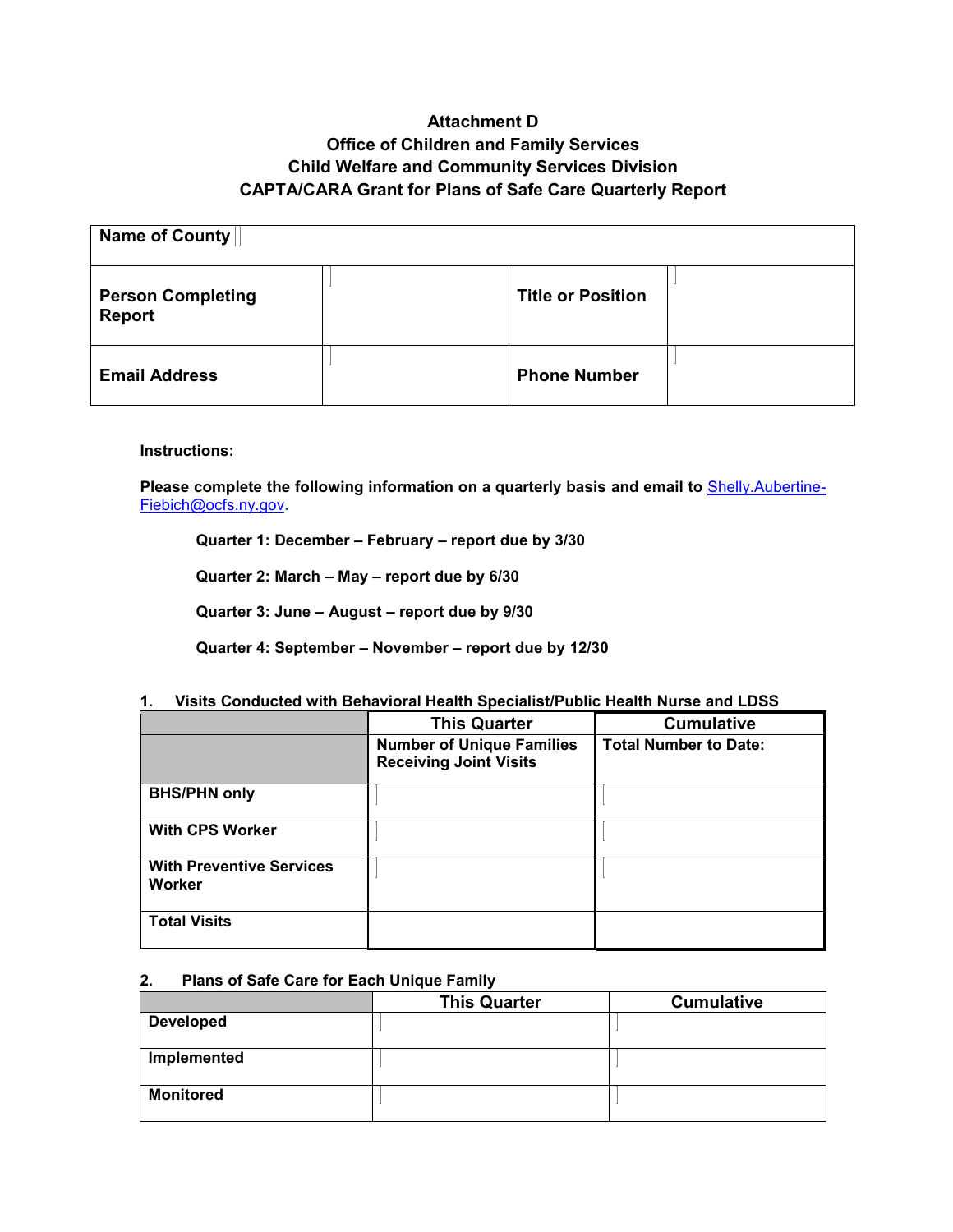# Attachment D
## Office of Children and Family Services
## Child Welfare and Community Services Division
## CAPTA/CARA Grant for Plans of Safe Care Quarterly Report

| **Name of County** | | | |
|---|---|---|---|
| **Person Completing Report** | | **Title or Position** | |
| **Email Address** | | **Phone Number** | |

**Instructions:**

**Please complete the following information on a quarterly basis and email to [Shelly.Aubertine-Fiebich@ocfs.ny.gov](mailto:Shelly.Aubertine-Fiebich@ocfs.ny.gov).**

**Quarter 1: December – February – report due by 3/30**

**Quarter 2: March – May – report due by 6/30**

**Quarter 3: June – August – report due by 9/30**

**Quarter 4: September – November – report due by 12/30**

**1. Visits Conducted with Behavioral Health Specialist/Public Health Nurse and LDSS**

| | This Quarter | Cumulative |
|---|---|---|
| | **Number of Unique Families Receiving Joint Visits** | **Total Number to Date:** |
| **BHS/PHN only** | | |
| **With CPS Worker** | | |
| **With Preventive Services Worker** | | |
| **Total Visits** | | |

**2. Plans of Safe Care for Each Unique Family**

| | This Quarter | Cumulative |
|---|---|---|
| **Developed** | | |
| **Implemented** | | |
| **Monitored** | | |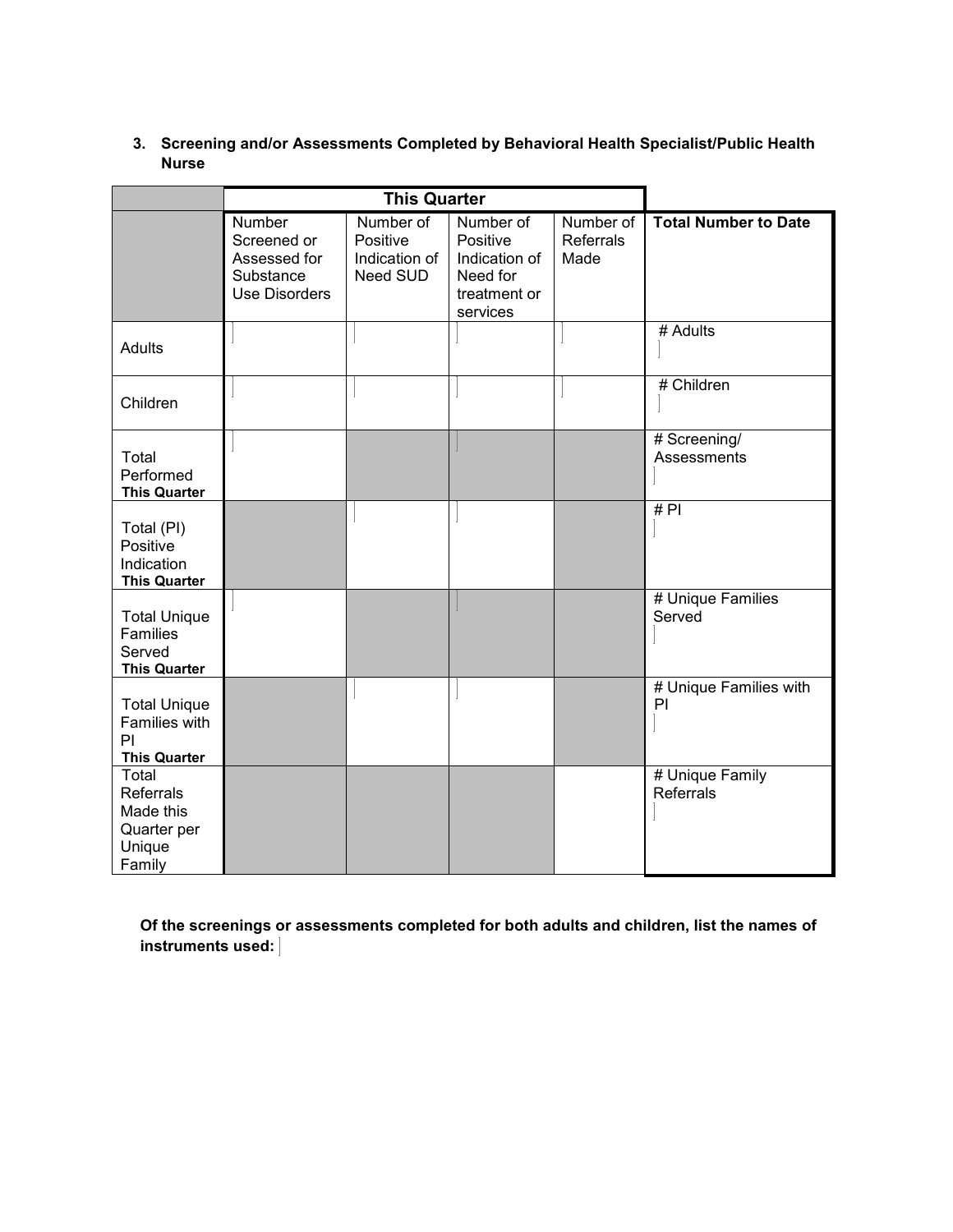**3. Screening and/or Assessments Completed by Behavioral Health Specialist/Public Health Nurse**

| | This Quarter | | | | |
|---|---|---|---|---|---|
| | Number Screened or Assessed for Substance Use Disorders | Number of Positive Indication of Need SUD | Number of Positive Indication of Need for treatment or services | Number of Referrals Made | **Total Number to Date** |
| Adults | | | | | # Adults |
| Children | | | | | # Children |
| Total Performed **This Quarter** | | | | | # Screening/ Assessments |
| Total (PI) Positive Indication **This Quarter** | | | | | # PI |
| Total Unique Families Served **This Quarter** | | | | | # Unique Families Served |
| Total Unique Families with PI **This Quarter** | | | | | # Unique Families with PI |
| Total Referrals Made this Quarter per Unique Family | | | | | # Unique Family Referrals |

**Of the screenings or assessments completed for both adults and children, list the names of instruments used:**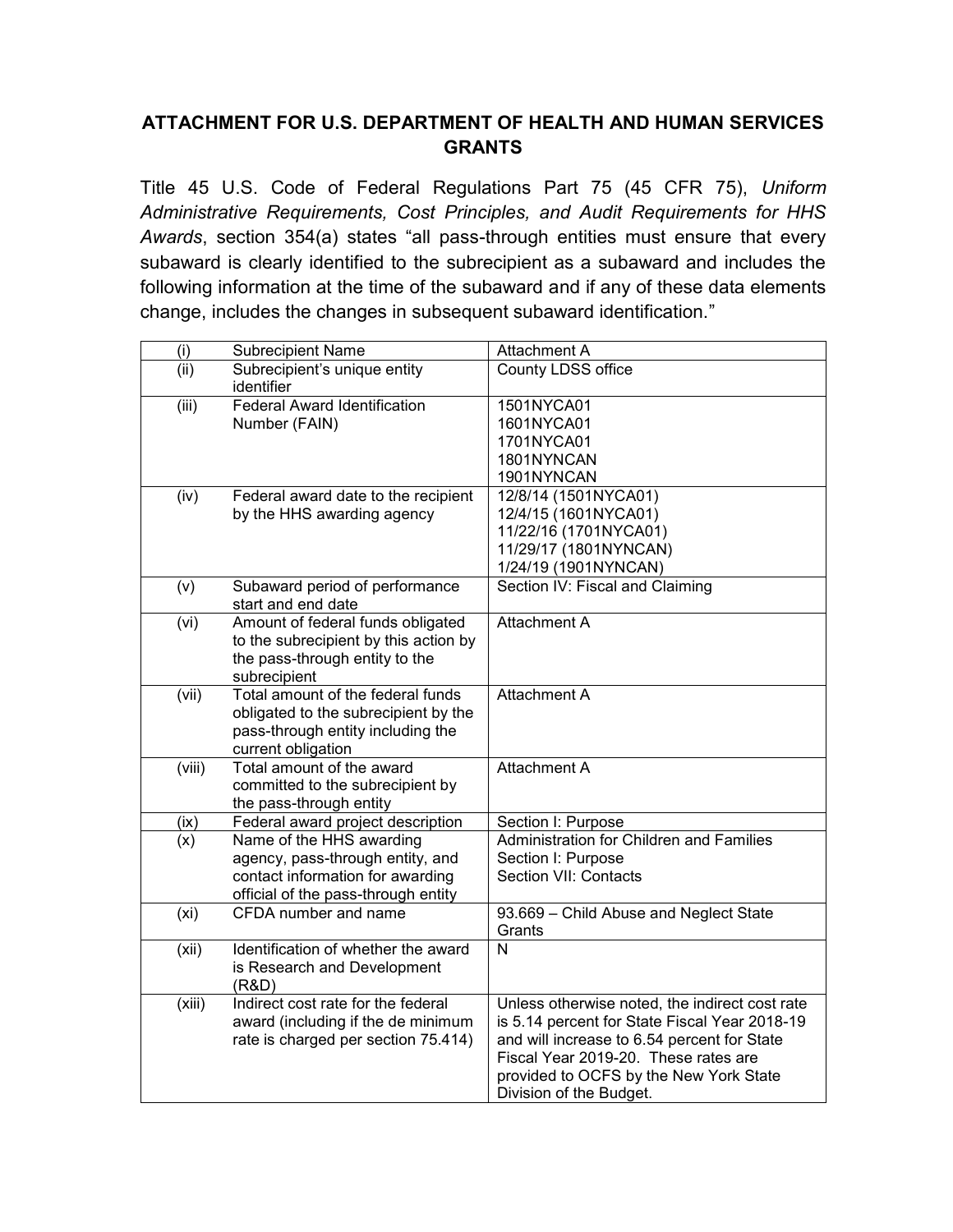## ATTACHMENT FOR U.S. DEPARTMENT OF HEALTH AND HUMAN SERVICES GRANTS

Title 45 U.S. Code of Federal Regulations Part 75 (45 CFR 75), *Uniform Administrative Requirements, Cost Principles, and Audit Requirements for HHS Awards*, section 354(a) states "all pass-through entities must ensure that every subaward is clearly identified to the subrecipient as a subaward and includes the following information at the time of the subaward and if any of these data elements change, includes the changes in subsequent subaward identification."

| | | |
|---|---|---|
| (i) | Subrecipient Name | Attachment A |
| (ii) | Subrecipient's unique entity identifier | County LDSS office |
| (iii) | Federal Award Identification Number (FAIN) | 1501NYCA01<br>1601NYCA01<br>1701NYCA01<br>1801NYNCAN<br>1901NYNCAN |
| (iv) | Federal award date to the recipient by the HHS awarding agency | 12/8/14 (1501NYCA01)<br>12/4/15 (1601NYCA01)<br>11/22/16 (1701NYCA01)<br>11/29/17 (1801NYNCAN)<br>1/24/19 (1901NYNCAN) |
| (v) | Subaward period of performance start and end date | Section IV: Fiscal and Claiming |
| (vi) | Amount of federal funds obligated to the subrecipient by this action by the pass-through entity to the subrecipient | Attachment A |
| (vii) | Total amount of the federal funds obligated to the subrecipient by the pass-through entity including the current obligation | Attachment A |
| (viii) | Total amount of the award committed to the subrecipient by the pass-through entity | Attachment A |
| (ix) | Federal award project description | Section I: Purpose |
| (x) | Name of the HHS awarding agency, pass-through entity, and contact information for awarding official of the pass-through entity | Administration for Children and Families<br>Section I: Purpose<br>Section VII: Contacts |
| (xi) | CFDA number and name | 93.669 – Child Abuse and Neglect State Grants |
| (xii) | Identification of whether the award is Research and Development (R&D) | N |
| (xiii) | Indirect cost rate for the federal award (including if the de minimum rate is charged per section 75.414) | Unless otherwise noted, the indirect cost rate is 5.14 percent for State Fiscal Year 2018-19 and will increase to 6.54 percent for State Fiscal Year 2019-20. These rates are provided to OCFS by the New York State Division of the Budget. |